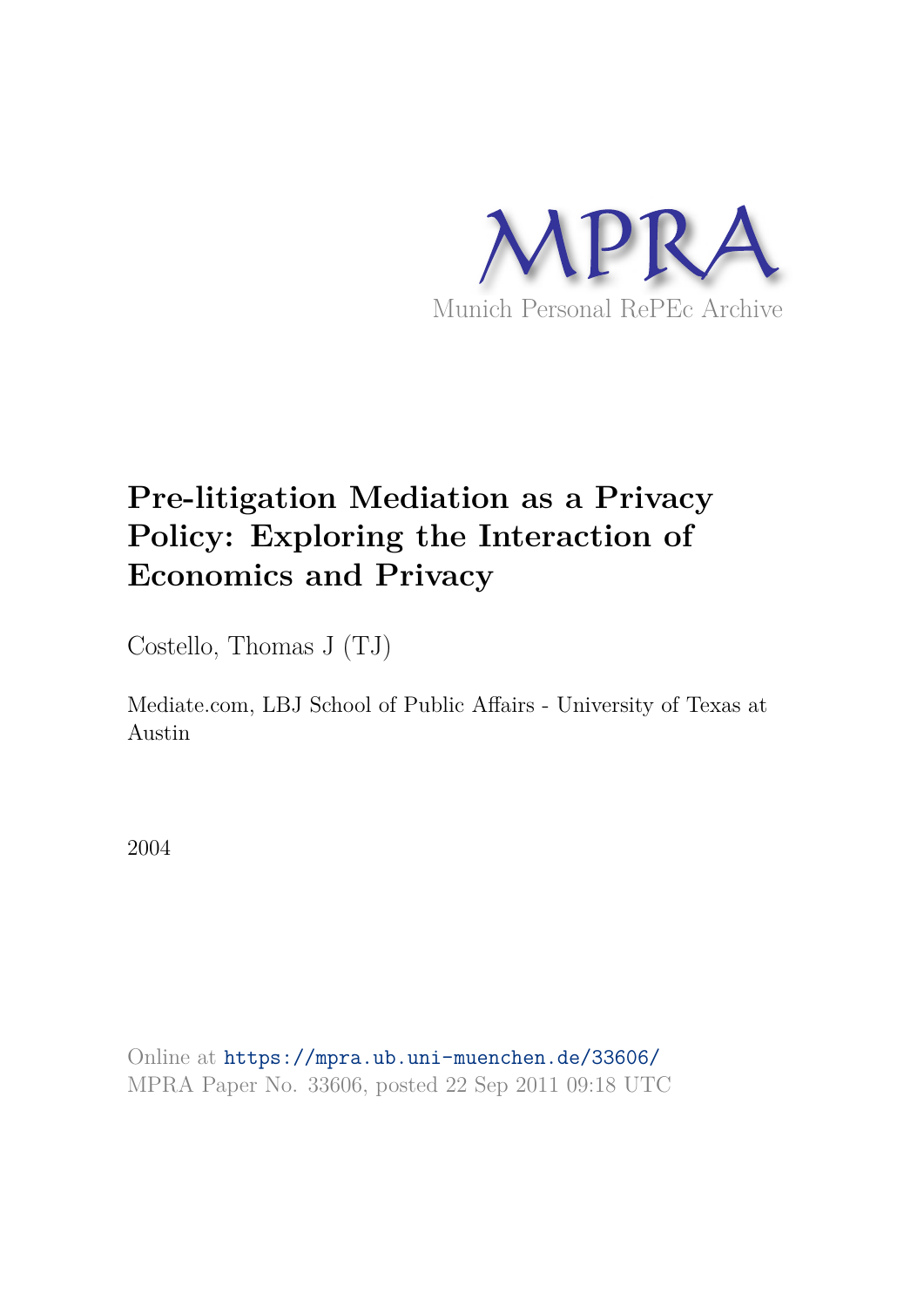MPRA

Munich Personal RePEc Archive

# Pre-litigation Mediation as a Privacy Policy: Exploring the Interaction of Economics and Privacy

Costello, Thomas J (TJ)

Mediate.com, LBJ School of Public Affairs - University of Texas at Austin

2004

Online at https://mpra.ub.uni-muenchen.de/33606/
MPRA Paper No. 33606, posted 22 Sep 2011 09:18 UTC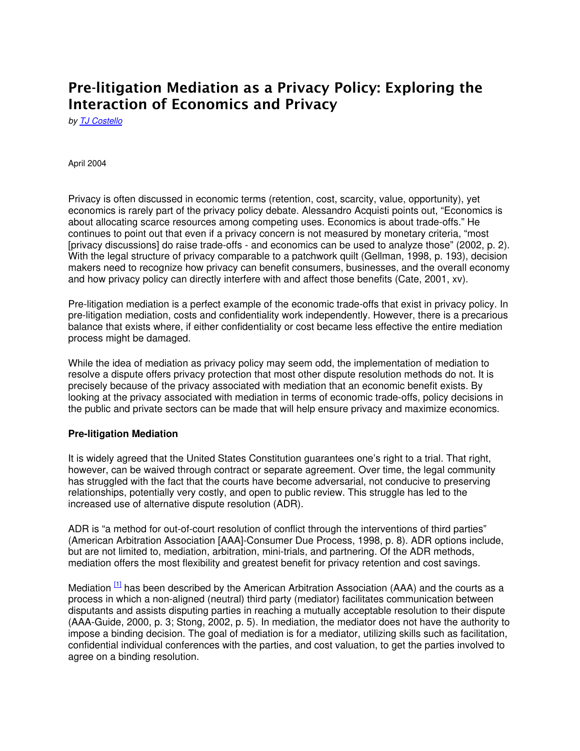# Pre-litigation Mediation as a Privacy Policy: Exploring the Interaction of Economics and Privacy

*by TJ Costello*

April 2004

Privacy is often discussed in economic terms (retention, cost, scarcity, value, opportunity), yet economics is rarely part of the privacy policy debate. Alessandro Acquisti points out, "Economics is about allocating scarce resources among competing uses. Economics is about trade-offs." He continues to point out that even if a privacy concern is not measured by monetary criteria, "most [privacy discussions] do raise trade-offs - and economics can be used to analyze those" (2002, p. 2). With the legal structure of privacy comparable to a patchwork quilt (Gellman, 1998, p. 193), decision makers need to recognize how privacy can benefit consumers, businesses, and the overall economy and how privacy policy can directly interfere with and affect those benefits (Cate, 2001, xv).

Pre-litigation mediation is a perfect example of the economic trade-offs that exist in privacy policy. In pre-litigation mediation, costs and confidentiality work independently. However, there is a precarious balance that exists where, if either confidentiality or cost became less effective the entire mediation process might be damaged.

While the idea of mediation as privacy policy may seem odd, the implementation of mediation to resolve a dispute offers privacy protection that most other dispute resolution methods do not. It is precisely because of the privacy associated with mediation that an economic benefit exists. By looking at the privacy associated with mediation in terms of economic trade-offs, policy decisions in the public and private sectors can be made that will help ensure privacy and maximize economics.

**Pre-litigation Mediation**

It is widely agreed that the United States Constitution guarantees one's right to a trial. That right, however, can be waived through contract or separate agreement. Over time, the legal community has struggled with the fact that the courts have become adversarial, not conducive to preserving relationships, potentially very costly, and open to public review. This struggle has led to the increased use of alternative dispute resolution (ADR).

ADR is "a method for out-of-court resolution of conflict through the interventions of third parties" (American Arbitration Association [AAA]-Consumer Due Process, 1998, p. 8). ADR options include, but are not limited to, mediation, arbitration, mini-trials, and partnering. Of the ADR methods, mediation offers the most flexibility and greatest benefit for privacy retention and cost savings.

Mediation [1] has been described by the American Arbitration Association (AAA) and the courts as a process in which a non-aligned (neutral) third party (mediator) facilitates communication between disputants and assists disputing parties in reaching a mutually acceptable resolution to their dispute (AAA-Guide, 2000, p. 3; Stong, 2002, p. 5). In mediation, the mediator does not have the authority to impose a binding decision. The goal of mediation is for a mediator, utilizing skills such as facilitation, confidential individual conferences with the parties, and cost valuation, to get the parties involved to agree on a binding resolution.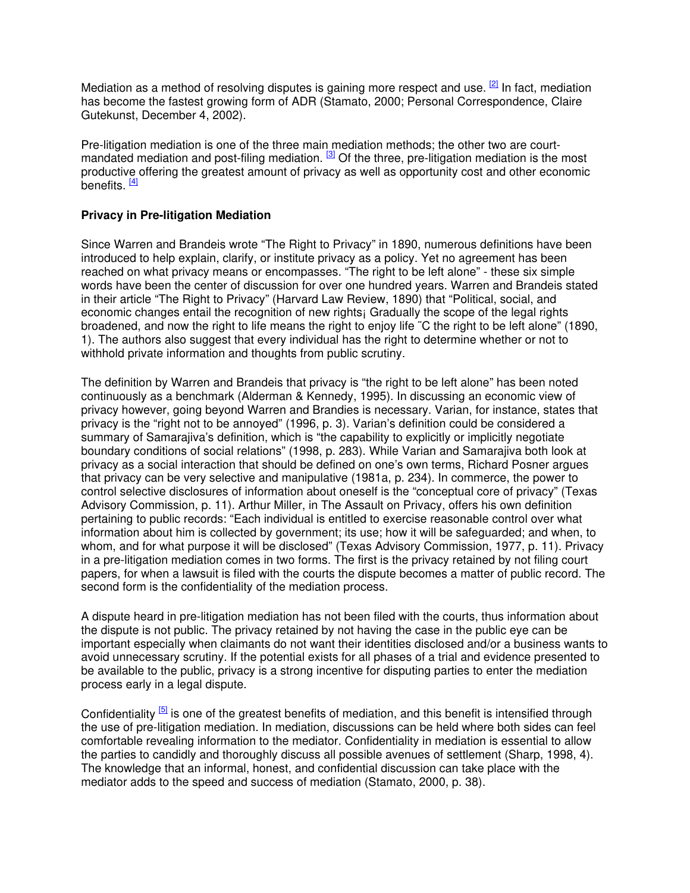Mediation as a method of resolving disputes is gaining more respect and use. [2] In fact, mediation has become the fastest growing form of ADR (Stamato, 2000; Personal Correspondence, Claire Gutekunst, December 4, 2002).

Pre-litigation mediation is one of the three main mediation methods; the other two are court-mandated mediation and post-filing mediation. [3] Of the three, pre-litigation mediation is the most productive offering the greatest amount of privacy as well as opportunity cost and other economic benefits. [4]

**Privacy in Pre-litigation Mediation**

Since Warren and Brandeis wrote "The Right to Privacy" in 1890, numerous definitions have been introduced to help explain, clarify, or institute privacy as a policy. Yet no agreement has been reached on what privacy means or encompasses. "The right to be left alone" - these six simple words have been the center of discussion for over one hundred years. Warren and Brandeis stated in their article "The Right to Privacy" (Harvard Law Review, 1890) that "Political, social, and economic changes entail the recognition of new rights¡ Gradually the scope of the legal rights broadened, and now the right to life means the right to enjoy life ¨C the right to be left alone" (1890, 1). The authors also suggest that every individual has the right to determine whether or not to withhold private information and thoughts from public scrutiny.

The definition by Warren and Brandeis that privacy is "the right to be left alone" has been noted continuously as a benchmark (Alderman & Kennedy, 1995). In discussing an economic view of privacy however, going beyond Warren and Brandies is necessary. Varian, for instance, states that privacy is the "right not to be annoyed" (1996, p. 3). Varian's definition could be considered a summary of Samarajiva's definition, which is "the capability to explicitly or implicitly negotiate boundary conditions of social relations" (1998, p. 283). While Varian and Samarajiva both look at privacy as a social interaction that should be defined on one's own terms, Richard Posner argues that privacy can be very selective and manipulative (1981a, p. 234). In commerce, the power to control selective disclosures of information about oneself is the "conceptual core of privacy" (Texas Advisory Commission, p. 11). Arthur Miller, in The Assault on Privacy, offers his own definition pertaining to public records: "Each individual is entitled to exercise reasonable control over what information about him is collected by government; its use; how it will be safeguarded; and when, to whom, and for what purpose it will be disclosed" (Texas Advisory Commission, 1977, p. 11). Privacy in a pre-litigation mediation comes in two forms. The first is the privacy retained by not filing court papers, for when a lawsuit is filed with the courts the dispute becomes a matter of public record. The second form is the confidentiality of the mediation process.

A dispute heard in pre-litigation mediation has not been filed with the courts, thus information about the dispute is not public. The privacy retained by not having the case in the public eye can be important especially when claimants do not want their identities disclosed and/or a business wants to avoid unnecessary scrutiny. If the potential exists for all phases of a trial and evidence presented to be available to the public, privacy is a strong incentive for disputing parties to enter the mediation process early in a legal dispute.

Confidentiality [5] is one of the greatest benefits of mediation, and this benefit is intensified through the use of pre-litigation mediation. In mediation, discussions can be held where both sides can feel comfortable revealing information to the mediator. Confidentiality in mediation is essential to allow the parties to candidly and thoroughly discuss all possible avenues of settlement (Sharp, 1998, 4). The knowledge that an informal, honest, and confidential discussion can take place with the mediator adds to the speed and success of mediation (Stamato, 2000, p. 38).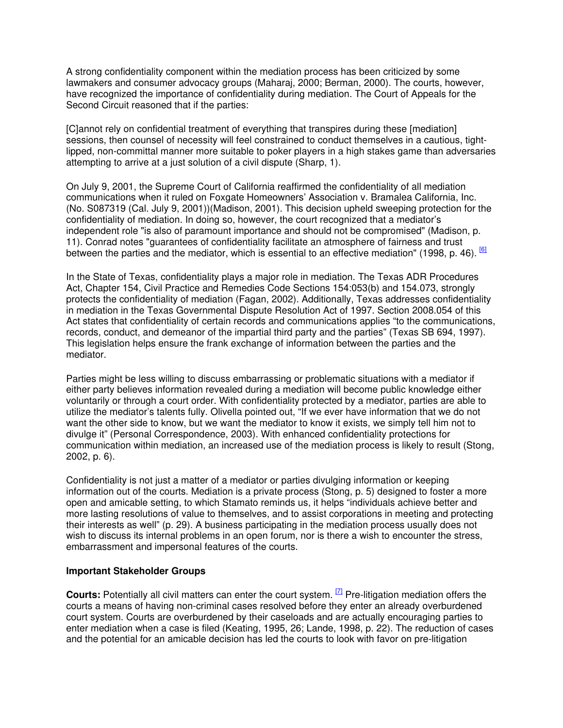A strong confidentiality component within the mediation process has been criticized by some lawmakers and consumer advocacy groups (Maharaj, 2000; Berman, 2000). The courts, however, have recognized the importance of confidentiality during mediation. The Court of Appeals for the Second Circuit reasoned that if the parties:

[C]annot rely on confidential treatment of everything that transpires during these [mediation] sessions, then counsel of necessity will feel constrained to conduct themselves in a cautious, tight-lipped, non-committal manner more suitable to poker players in a high stakes game than adversaries attempting to arrive at a just solution of a civil dispute (Sharp, 1).

On July 9, 2001, the Supreme Court of California reaffirmed the confidentiality of all mediation communications when it ruled on Foxgate Homeowners' Association v. Bramalea California, Inc. (No. S087319 (Cal. July 9, 2001))(Madison, 2001). This decision upheld sweeping protection for the confidentiality of mediation. In doing so, however, the court recognized that a mediator's independent role "is also of paramount importance and should not be compromised" (Madison, p. 11). Conrad notes "guarantees of confidentiality facilitate an atmosphere of fairness and trust between the parties and the mediator, which is essential to an effective mediation" (1998, p. 46). [6]

In the State of Texas, confidentiality plays a major role in mediation. The Texas ADR Procedures Act, Chapter 154, Civil Practice and Remedies Code Sections 154:053(b) and 154.073, strongly protects the confidentiality of mediation (Fagan, 2002). Additionally, Texas addresses confidentiality in mediation in the Texas Governmental Dispute Resolution Act of 1997. Section 2008.054 of this Act states that confidentiality of certain records and communications applies "to the communications, records, conduct, and demeanor of the impartial third party and the parties" (Texas SB 694, 1997). This legislation helps ensure the frank exchange of information between the parties and the mediator.

Parties might be less willing to discuss embarrassing or problematic situations with a mediator if either party believes information revealed during a mediation will become public knowledge either voluntarily or through a court order. With confidentiality protected by a mediator, parties are able to utilize the mediator's talents fully. Olivella pointed out, "If we ever have information that we do not want the other side to know, but we want the mediator to know it exists, we simply tell him not to divulge it" (Personal Correspondence, 2003). With enhanced confidentiality protections for communication within mediation, an increased use of the mediation process is likely to result (Stong, 2002, p. 6).

Confidentiality is not just a matter of a mediator or parties divulging information or keeping information out of the courts. Mediation is a private process (Stong, p. 5) designed to foster a more open and amicable setting, to which Stamato reminds us, it helps "individuals achieve better and more lasting resolutions of value to themselves, and to assist corporations in meeting and protecting their interests as well" (p. 29). A business participating in the mediation process usually does not wish to discuss its internal problems in an open forum, nor is there a wish to encounter the stress, embarrassment and impersonal features of the courts.

### Important Stakeholder Groups

**Courts:** Potentially all civil matters can enter the court system. [7] Pre-litigation mediation offers the courts a means of having non-criminal cases resolved before they enter an already overburdened court system. Courts are overburdened by their caseloads and are actually encouraging parties to enter mediation when a case is filed (Keating, 1995, 26; Lande, 1998, p. 22). The reduction of cases and the potential for an amicable decision has led the courts to look with favor on pre-litigation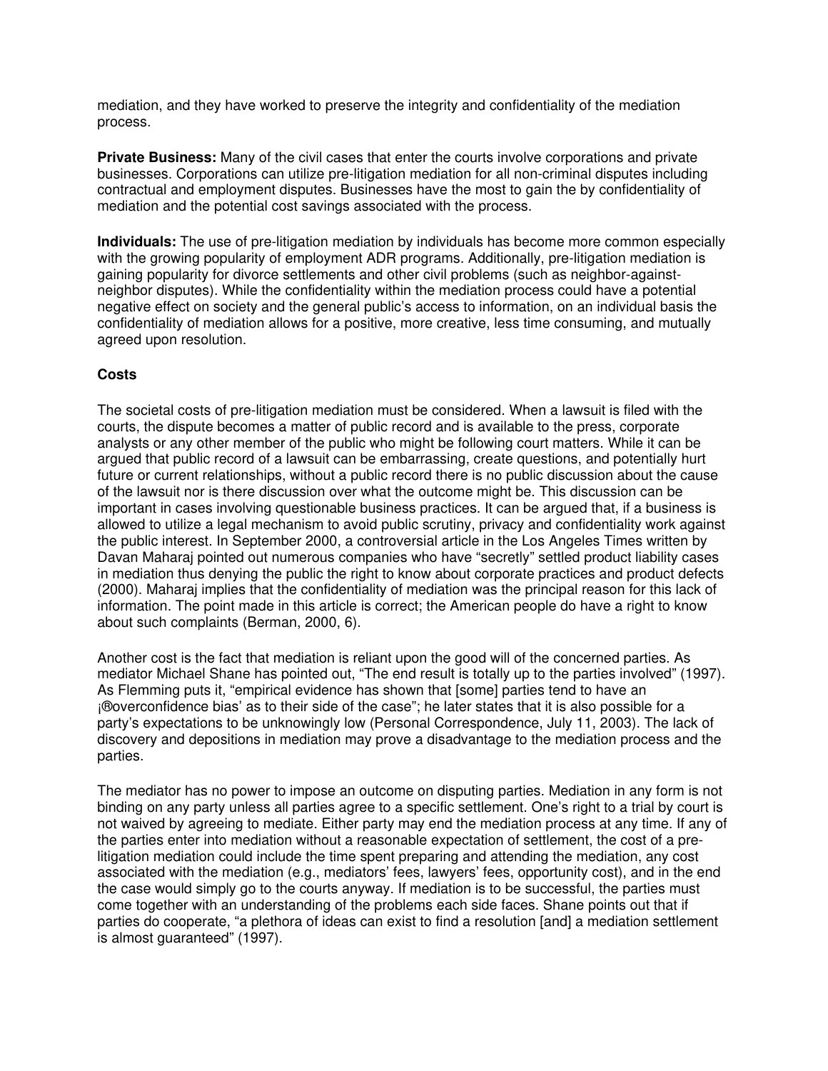mediation, and they have worked to preserve the integrity and confidentiality of the mediation process.

**Private Business:** Many of the civil cases that enter the courts involve corporations and private businesses. Corporations can utilize pre-litigation mediation for all non-criminal disputes including contractual and employment disputes. Businesses have the most to gain the by confidentiality of mediation and the potential cost savings associated with the process.

**Individuals:** The use of pre-litigation mediation by individuals has become more common especially with the growing popularity of employment ADR programs. Additionally, pre-litigation mediation is gaining popularity for divorce settlements and other civil problems (such as neighbor-against-neighbor disputes). While the confidentiality within the mediation process could have a potential negative effect on society and the general public's access to information, on an individual basis the confidentiality of mediation allows for a positive, more creative, less time consuming, and mutually agreed upon resolution.

### Costs

The societal costs of pre-litigation mediation must be considered. When a lawsuit is filed with the courts, the dispute becomes a matter of public record and is available to the press, corporate analysts or any other member of the public who might be following court matters. While it can be argued that public record of a lawsuit can be embarrassing, create questions, and potentially hurt future or current relationships, without a public record there is no public discussion about the cause of the lawsuit nor is there discussion over what the outcome might be. This discussion can be important in cases involving questionable business practices. It can be argued that, if a business is allowed to utilize a legal mechanism to avoid public scrutiny, privacy and confidentiality work against the public interest. In September 2000, a controversial article in the Los Angeles Times written by Davan Maharaj pointed out numerous companies who have "secretly" settled product liability cases in mediation thus denying the public the right to know about corporate practices and product defects (2000). Maharaj implies that the confidentiality of mediation was the principal reason for this lack of information. The point made in this article is correct; the American people do have a right to know about such complaints (Berman, 2000, 6).

Another cost is the fact that mediation is reliant upon the good will of the concerned parties. As mediator Michael Shane has pointed out, "The end result is totally up to the parties involved" (1997). As Flemming puts it, "empirical evidence has shown that [some] parties tend to have an ¡®overconfidence bias' as to their side of the case"; he later states that it is also possible for a party's expectations to be unknowingly low (Personal Correspondence, July 11, 2003). The lack of discovery and depositions in mediation may prove a disadvantage to the mediation process and the parties.

The mediator has no power to impose an outcome on disputing parties. Mediation in any form is not binding on any party unless all parties agree to a specific settlement. One's right to a trial by court is not waived by agreeing to mediate. Either party may end the mediation process at any time. If any of the parties enter into mediation without a reasonable expectation of settlement, the cost of a pre-litigation mediation could include the time spent preparing and attending the mediation, any cost associated with the mediation (e.g., mediators' fees, lawyers' fees, opportunity cost), and in the end the case would simply go to the courts anyway. If mediation is to be successful, the parties must come together with an understanding of the problems each side faces. Shane points out that if parties do cooperate, "a plethora of ideas can exist to find a resolution [and] a mediation settlement is almost guaranteed" (1997).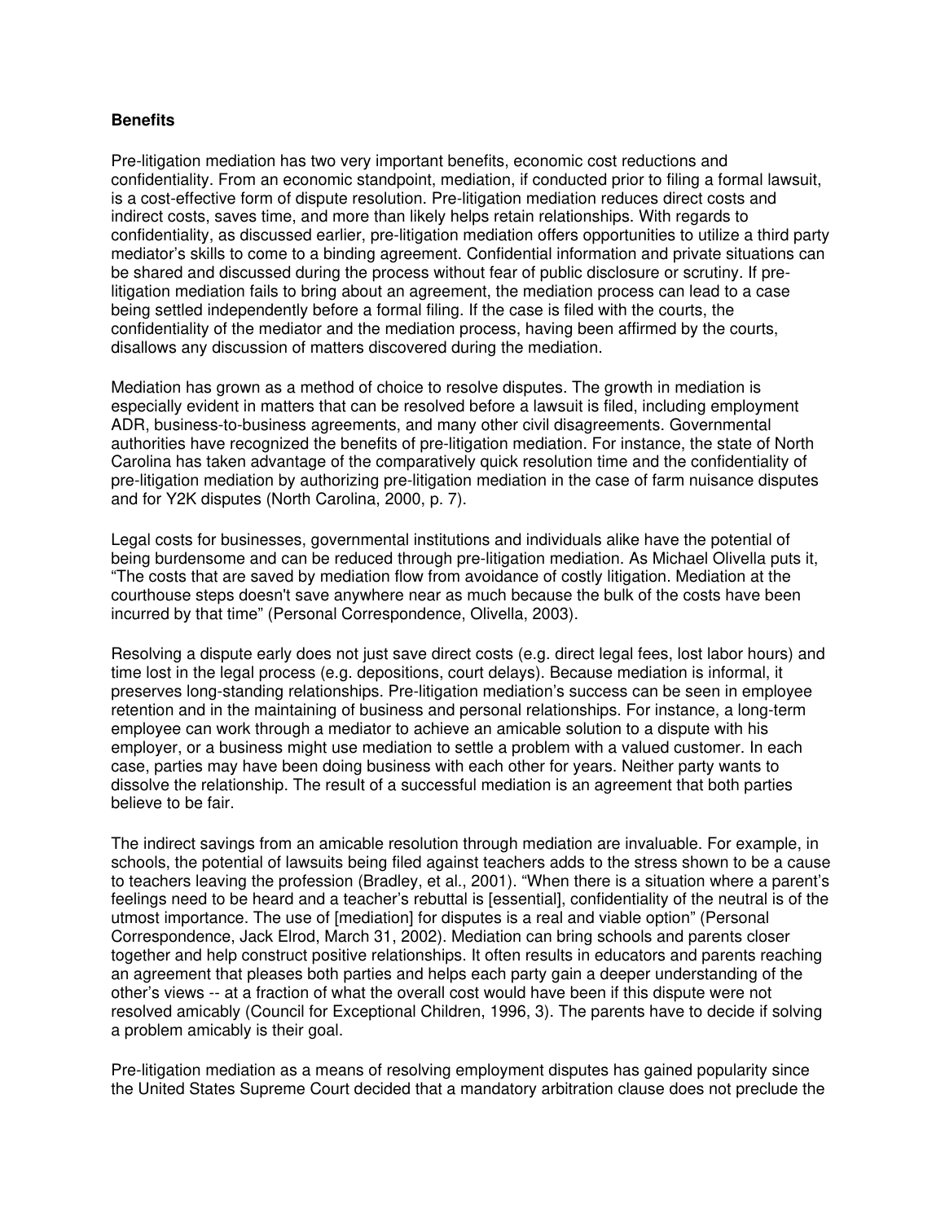**Benefits**

Pre-litigation mediation has two very important benefits, economic cost reductions and confidentiality. From an economic standpoint, mediation, if conducted prior to filing a formal lawsuit, is a cost-effective form of dispute resolution. Pre-litigation mediation reduces direct costs and indirect costs, saves time, and more than likely helps retain relationships. With regards to confidentiality, as discussed earlier, pre-litigation mediation offers opportunities to utilize a third party mediator's skills to come to a binding agreement. Confidential information and private situations can be shared and discussed during the process without fear of public disclosure or scrutiny. If pre-litigation mediation fails to bring about an agreement, the mediation process can lead to a case being settled independently before a formal filing. If the case is filed with the courts, the confidentiality of the mediator and the mediation process, having been affirmed by the courts, disallows any discussion of matters discovered during the mediation.

Mediation has grown as a method of choice to resolve disputes. The growth in mediation is especially evident in matters that can be resolved before a lawsuit is filed, including employment ADR, business-to-business agreements, and many other civil disagreements. Governmental authorities have recognized the benefits of pre-litigation mediation. For instance, the state of North Carolina has taken advantage of the comparatively quick resolution time and the confidentiality of pre-litigation mediation by authorizing pre-litigation mediation in the case of farm nuisance disputes and for Y2K disputes (North Carolina, 2000, p. 7).

Legal costs for businesses, governmental institutions and individuals alike have the potential of being burdensome and can be reduced through pre-litigation mediation. As Michael Olivella puts it, "The costs that are saved by mediation flow from avoidance of costly litigation. Mediation at the courthouse steps doesn't save anywhere near as much because the bulk of the costs have been incurred by that time" (Personal Correspondence, Olivella, 2003).

Resolving a dispute early does not just save direct costs (e.g. direct legal fees, lost labor hours) and time lost in the legal process (e.g. depositions, court delays). Because mediation is informal, it preserves long-standing relationships. Pre-litigation mediation's success can be seen in employee retention and in the maintaining of business and personal relationships. For instance, a long-term employee can work through a mediator to achieve an amicable solution to a dispute with his employer, or a business might use mediation to settle a problem with a valued customer. In each case, parties may have been doing business with each other for years. Neither party wants to dissolve the relationship. The result of a successful mediation is an agreement that both parties believe to be fair.

The indirect savings from an amicable resolution through mediation are invaluable. For example, in schools, the potential of lawsuits being filed against teachers adds to the stress shown to be a cause to teachers leaving the profession (Bradley, et al., 2001). "When there is a situation where a parent's feelings need to be heard and a teacher's rebuttal is [essential], confidentiality of the neutral is of the utmost importance. The use of [mediation] for disputes is a real and viable option" (Personal Correspondence, Jack Elrod, March 31, 2002). Mediation can bring schools and parents closer together and help construct positive relationships. It often results in educators and parents reaching an agreement that pleases both parties and helps each party gain a deeper understanding of the other's views -- at a fraction of what the overall cost would have been if this dispute were not resolved amicably (Council for Exceptional Children, 1996, 3). The parents have to decide if solving a problem amicably is their goal.

Pre-litigation mediation as a means of resolving employment disputes has gained popularity since the United States Supreme Court decided that a mandatory arbitration clause does not preclude the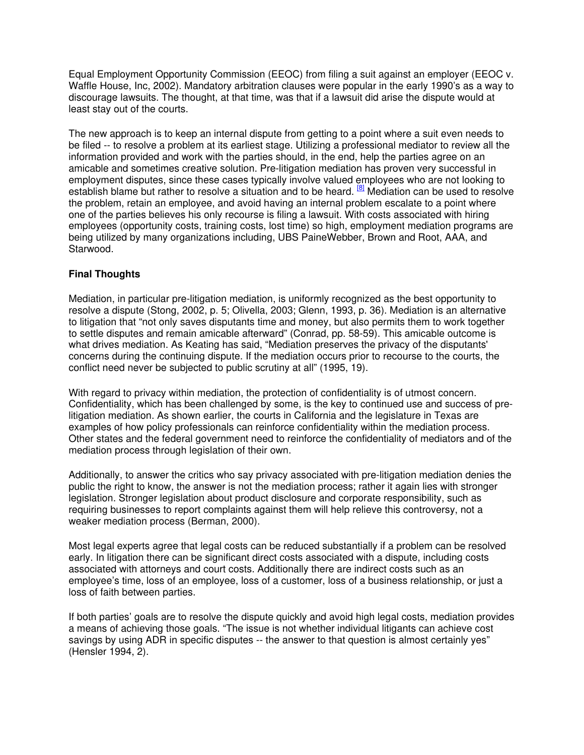Equal Employment Opportunity Commission (EEOC) from filing a suit against an employer (EEOC v. Waffle House, Inc, 2002). Mandatory arbitration clauses were popular in the early 1990's as a way to discourage lawsuits. The thought, at that time, was that if a lawsuit did arise the dispute would at least stay out of the courts.

The new approach is to keep an internal dispute from getting to a point where a suit even needs to be filed -- to resolve a problem at its earliest stage. Utilizing a professional mediator to review all the information provided and work with the parties should, in the end, help the parties agree on an amicable and sometimes creative solution. Pre-litigation mediation has proven very successful in employment disputes, since these cases typically involve valued employees who are not looking to establish blame but rather to resolve a situation and to be heard. [8] Mediation can be used to resolve the problem, retain an employee, and avoid having an internal problem escalate to a point where one of the parties believes his only recourse is filing a lawsuit. With costs associated with hiring employees (opportunity costs, training costs, lost time) so high, employment mediation programs are being utilized by many organizations including, UBS PaineWebber, Brown and Root, AAA, and Starwood.

**Final Thoughts**

Mediation, in particular pre-litigation mediation, is uniformly recognized as the best opportunity to resolve a dispute (Stong, 2002, p. 5; Olivella, 2003; Glenn, 1993, p. 36). Mediation is an alternative to litigation that "not only saves disputants time and money, but also permits them to work together to settle disputes and remain amicable afterward" (Conrad, pp. 58-59). This amicable outcome is what drives mediation. As Keating has said, "Mediation preserves the privacy of the disputants' concerns during the continuing dispute. If the mediation occurs prior to recourse to the courts, the conflict need never be subjected to public scrutiny at all" (1995, 19).

With regard to privacy within mediation, the protection of confidentiality is of utmost concern. Confidentiality, which has been challenged by some, is the key to continued use and success of pre-litigation mediation. As shown earlier, the courts in California and the legislature in Texas are examples of how policy professionals can reinforce confidentiality within the mediation process. Other states and the federal government need to reinforce the confidentiality of mediators and of the mediation process through legislation of their own.

Additionally, to answer the critics who say privacy associated with pre-litigation mediation denies the public the right to know, the answer is not the mediation process; rather it again lies with stronger legislation. Stronger legislation about product disclosure and corporate responsibility, such as requiring businesses to report complaints against them will help relieve this controversy, not a weaker mediation process (Berman, 2000).

Most legal experts agree that legal costs can be reduced substantially if a problem can be resolved early. In litigation there can be significant direct costs associated with a dispute, including costs associated with attorneys and court costs. Additionally there are indirect costs such as an employee's time, loss of an employee, loss of a customer, loss of a business relationship, or just a loss of faith between parties.

If both parties' goals are to resolve the dispute quickly and avoid high legal costs, mediation provides a means of achieving those goals. "The issue is not whether individual litigants can achieve cost savings by using ADR in specific disputes -- the answer to that question is almost certainly yes" (Hensler 1994, 2).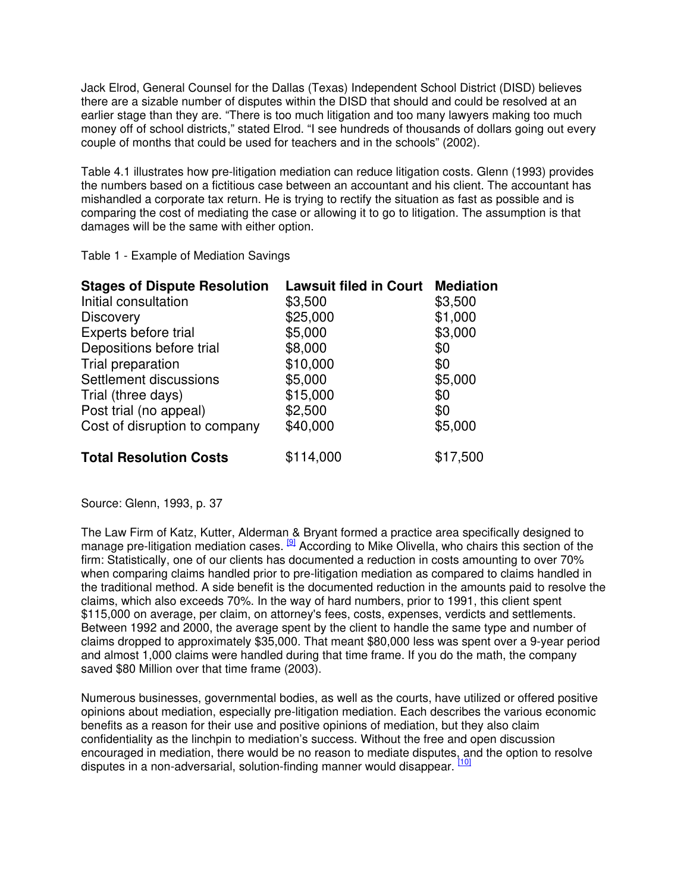Jack Elrod, General Counsel for the Dallas (Texas) Independent School District (DISD) believes there are a sizable number of disputes within the DISD that should and could be resolved at an earlier stage than they are. “There is too much litigation and too many lawyers making too much money off of school districts,” stated Elrod. “I see hundreds of thousands of dollars going out every couple of months that could be used for teachers and in the schools” (2002).

Table 4.1 illustrates how pre-litigation mediation can reduce litigation costs. Glenn (1993) provides the numbers based on a fictitious case between an accountant and his client. The accountant has mishandled a corporate tax return. He is trying to rectify the situation as fast as possible and is comparing the cost of mediating the case or allowing it to go to litigation. The assumption is that damages will be the same with either option.

Table 1 - Example of Mediation Savings

| Stages of Dispute Resolution | Lawsuit filed in Court | Mediation |
|---|---|---|
| Initial consultation | $3,500 | $3,500 |
| Discovery | $25,000 | $1,000 |
| Experts before trial | $5,000 | $3,000 |
| Depositions before trial | $8,000 | $0 |
| Trial preparation | $10,000 | $0 |
| Settlement discussions | $5,000 | $5,000 |
| Trial (three days) | $15,000 | $0 |
| Post trial (no appeal) | $2,500 | $0 |
| Cost of disruption to company | $40,000 | $5,000 |
| **Total Resolution Costs** | $114,000 | $17,500 |

Source: Glenn, 1993, p. 37

The Law Firm of Katz, Kutter, Alderman & Bryant formed a practice area specifically designed to manage pre-litigation mediation cases. [9] According to Mike Olivella, who chairs this section of the firm: Statistically, one of our clients has documented a reduction in costs amounting to over 70% when comparing claims handled prior to pre-litigation mediation as compared to claims handled in the traditional method. A side benefit is the documented reduction in the amounts paid to resolve the claims, which also exceeds 70%. In the way of hard numbers, prior to 1991, this client spent $115,000 on average, per claim, on attorney's fees, costs, expenses, verdicts and settlements. Between 1992 and 2000, the average spent by the client to handle the same type and number of claims dropped to approximately $35,000. That meant $80,000 less was spent over a 9-year period and almost 1,000 claims were handled during that time frame. If you do the math, the company saved $80 Million over that time frame (2003).

Numerous businesses, governmental bodies, as well as the courts, have utilized or offered positive opinions about mediation, especially pre-litigation mediation. Each describes the various economic benefits as a reason for their use and positive opinions of mediation, but they also claim confidentiality as the linchpin to mediation’s success. Without the free and open discussion encouraged in mediation, there would be no reason to mediate disputes, and the option to resolve disputes in a non-adversarial, solution-finding manner would disappear. [10]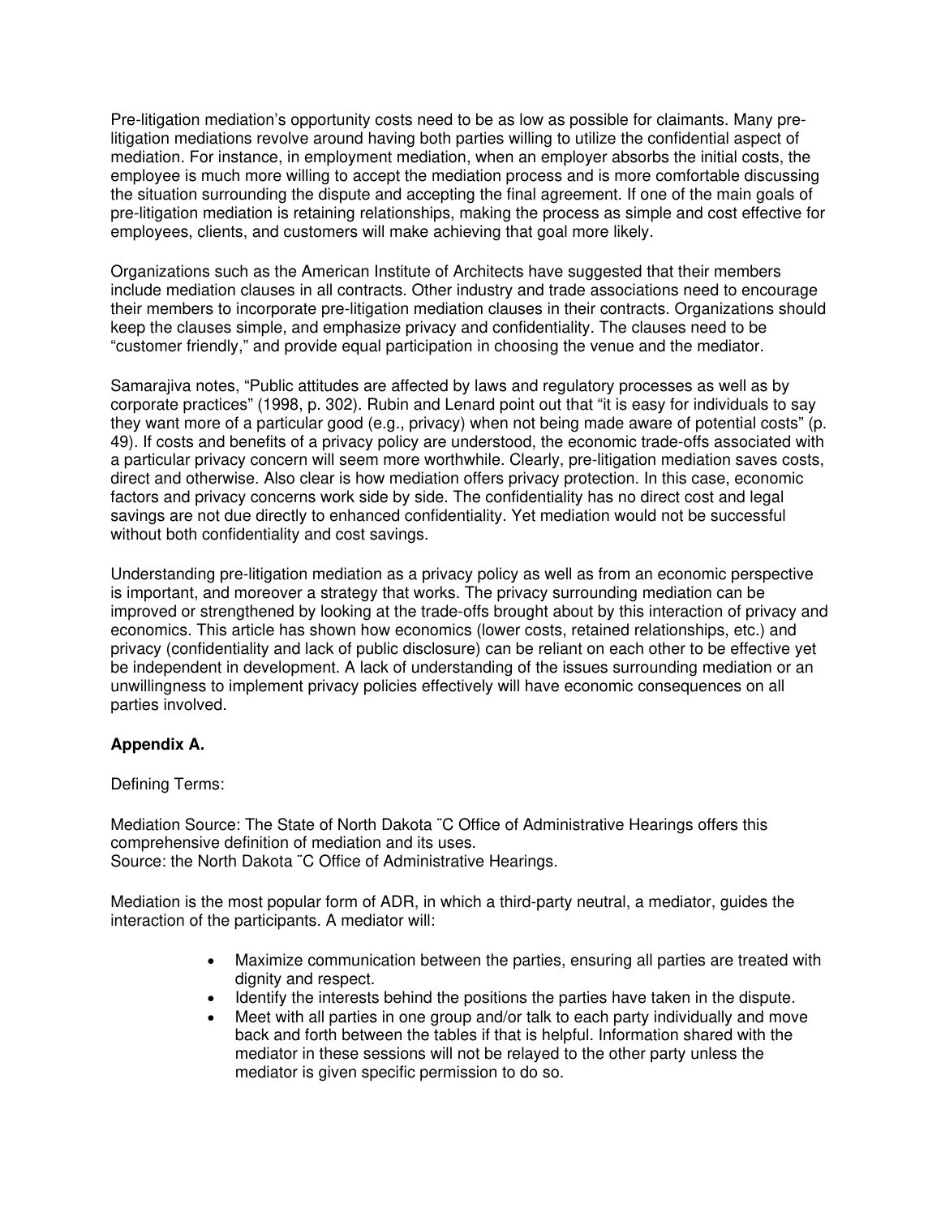Pre-litigation mediation's opportunity costs need to be as low as possible for claimants. Many pre-litigation mediations revolve around having both parties willing to utilize the confidential aspect of mediation. For instance, in employment mediation, when an employer absorbs the initial costs, the employee is much more willing to accept the mediation process and is more comfortable discussing the situation surrounding the dispute and accepting the final agreement. If one of the main goals of pre-litigation mediation is retaining relationships, making the process as simple and cost effective for employees, clients, and customers will make achieving that goal more likely.

Organizations such as the American Institute of Architects have suggested that their members include mediation clauses in all contracts. Other industry and trade associations need to encourage their members to incorporate pre-litigation mediation clauses in their contracts. Organizations should keep the clauses simple, and emphasize privacy and confidentiality. The clauses need to be "customer friendly," and provide equal participation in choosing the venue and the mediator.

Samarajiva notes, "Public attitudes are affected by laws and regulatory processes as well as by corporate practices" (1998, p. 302). Rubin and Lenard point out that "it is easy for individuals to say they want more of a particular good (e.g., privacy) when not being made aware of potential costs" (p. 49). If costs and benefits of a privacy policy are understood, the economic trade-offs associated with a particular privacy concern will seem more worthwhile. Clearly, pre-litigation mediation saves costs, direct and otherwise. Also clear is how mediation offers privacy protection. In this case, economic factors and privacy concerns work side by side. The confidentiality has no direct cost and legal savings are not due directly to enhanced confidentiality. Yet mediation would not be successful without both confidentiality and cost savings.

Understanding pre-litigation mediation as a privacy policy as well as from an economic perspective is important, and moreover a strategy that works. The privacy surrounding mediation can be improved or strengthened by looking at the trade-offs brought about by this interaction of privacy and economics. This article has shown how economics (lower costs, retained relationships, etc.) and privacy (confidentiality and lack of public disclosure) can be reliant on each other to be effective yet be independent in development. A lack of understanding of the issues surrounding mediation or an unwillingness to implement privacy policies effectively will have economic consequences on all parties involved.

**Appendix A.**

Defining Terms:

Mediation Source: The State of North Dakota ¨C Office of Administrative Hearings offers this comprehensive definition of mediation and its uses.
Source: the North Dakota ¨C Office of Administrative Hearings.

Mediation is the most popular form of ADR, in which a third-party neutral, a mediator, guides the interaction of the participants. A mediator will:

- Maximize communication between the parties, ensuring all parties are treated with dignity and respect.
- Identify the interests behind the positions the parties have taken in the dispute.
- Meet with all parties in one group and/or talk to each party individually and move back and forth between the tables if that is helpful. Information shared with the mediator in these sessions will not be relayed to the other party unless the mediator is given specific permission to do so.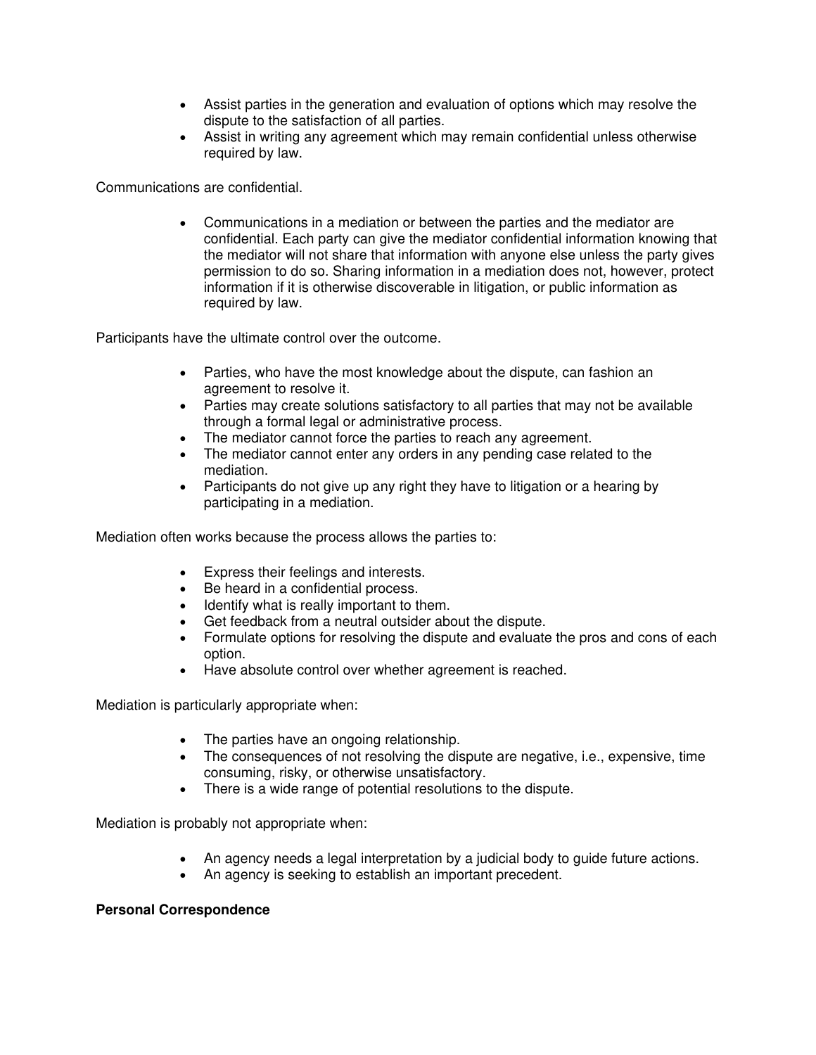- Assist parties in the generation and evaluation of options which may resolve the dispute to the satisfaction of all parties.
- Assist in writing any agreement which may remain confidential unless otherwise required by law.

Communications are confidential.

- Communications in a mediation or between the parties and the mediator are confidential. Each party can give the mediator confidential information knowing that the mediator will not share that information with anyone else unless the party gives permission to do so. Sharing information in a mediation does not, however, protect information if it is otherwise discoverable in litigation, or public information as required by law.

Participants have the ultimate control over the outcome.

- Parties, who have the most knowledge about the dispute, can fashion an agreement to resolve it.
- Parties may create solutions satisfactory to all parties that may not be available through a formal legal or administrative process.
- The mediator cannot force the parties to reach any agreement.
- The mediator cannot enter any orders in any pending case related to the mediation.
- Participants do not give up any right they have to litigation or a hearing by participating in a mediation.

Mediation often works because the process allows the parties to:

- Express their feelings and interests.
- Be heard in a confidential process.
- Identify what is really important to them.
- Get feedback from a neutral outsider about the dispute.
- Formulate options for resolving the dispute and evaluate the pros and cons of each option.
- Have absolute control over whether agreement is reached.

Mediation is particularly appropriate when:

- The parties have an ongoing relationship.
- The consequences of not resolving the dispute are negative, i.e., expensive, time consuming, risky, or otherwise unsatisfactory.
- There is a wide range of potential resolutions to the dispute.

Mediation is probably not appropriate when:

- An agency needs a legal interpretation by a judicial body to guide future actions.
- An agency is seeking to establish an important precedent.

**Personal Correspondence**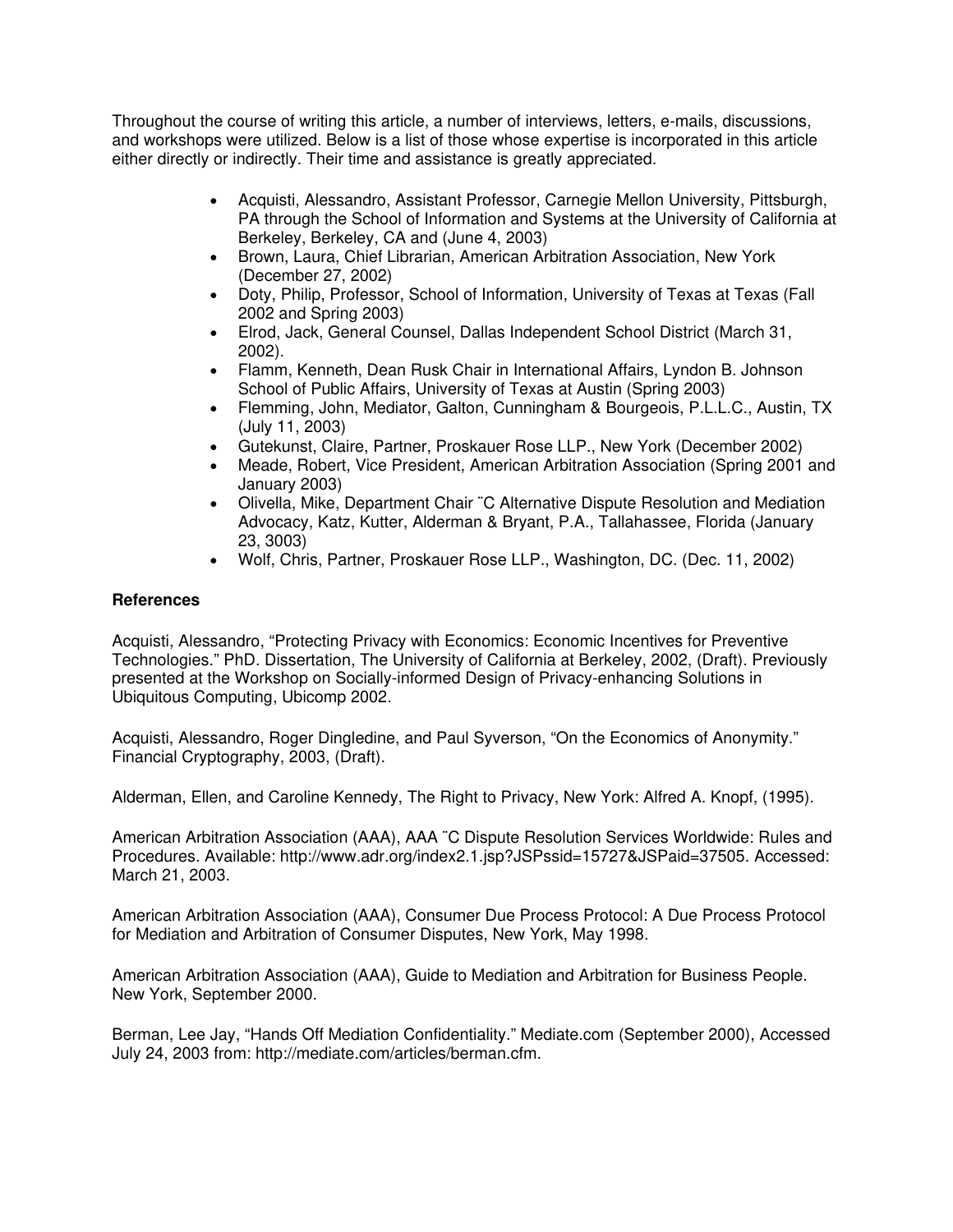Throughout the course of writing this article, a number of interviews, letters, e-mails, discussions, and workshops were utilized. Below is a list of those whose expertise is incorporated in this article either directly or indirectly. Their time and assistance is greatly appreciated.

- Acquisti, Alessandro, Assistant Professor, Carnegie Mellon University, Pittsburgh, PA through the School of Information and Systems at the University of California at Berkeley, Berkeley, CA and (June 4, 2003)
- Brown, Laura, Chief Librarian, American Arbitration Association, New York (December 27, 2002)
- Doty, Philip, Professor, School of Information, University of Texas at Texas (Fall 2002 and Spring 2003)
- Elrod, Jack, General Counsel, Dallas Independent School District (March 31, 2002).
- Flamm, Kenneth, Dean Rusk Chair in International Affairs, Lyndon B. Johnson School of Public Affairs, University of Texas at Austin (Spring 2003)
- Flemming, John, Mediator, Galton, Cunningham & Bourgeois, P.L.L.C., Austin, TX (July 11, 2003)
- Gutekunst, Claire, Partner, Proskauer Rose LLP., New York (December 2002)
- Meade, Robert, Vice President, American Arbitration Association (Spring 2001 and January 2003)
- Olivella, Mike, Department Chair ¨C Alternative Dispute Resolution and Mediation Advocacy, Katz, Kutter, Alderman & Bryant, P.A., Tallahassee, Florida (January 23, 3003)
- Wolf, Chris, Partner, Proskauer Rose LLP., Washington, DC. (Dec. 11, 2002)

**References**

Acquisti, Alessandro, "Protecting Privacy with Economics: Economic Incentives for Preventive Technologies." PhD. Dissertation, The University of California at Berkeley, 2002, (Draft). Previously presented at the Workshop on Socially-informed Design of Privacy-enhancing Solutions in Ubiquitous Computing, Ubicomp 2002.

Acquisti, Alessandro, Roger Dingledine, and Paul Syverson, "On the Economics of Anonymity." Financial Cryptography, 2003, (Draft).

Alderman, Ellen, and Caroline Kennedy, The Right to Privacy, New York: Alfred A. Knopf, (1995).

American Arbitration Association (AAA), AAA ¨C Dispute Resolution Services Worldwide: Rules and Procedures. Available: http://www.adr.org/index2.1.jsp?JSPssid=15727&JSPaid=37505. Accessed: March 21, 2003.

American Arbitration Association (AAA), Consumer Due Process Protocol: A Due Process Protocol for Mediation and Arbitration of Consumer Disputes, New York, May 1998.

American Arbitration Association (AAA), Guide to Mediation and Arbitration for Business People. New York, September 2000.

Berman, Lee Jay, "Hands Off Mediation Confidentiality." Mediate.com (September 2000), Accessed July 24, 2003 from: http://mediate.com/articles/berman.cfm.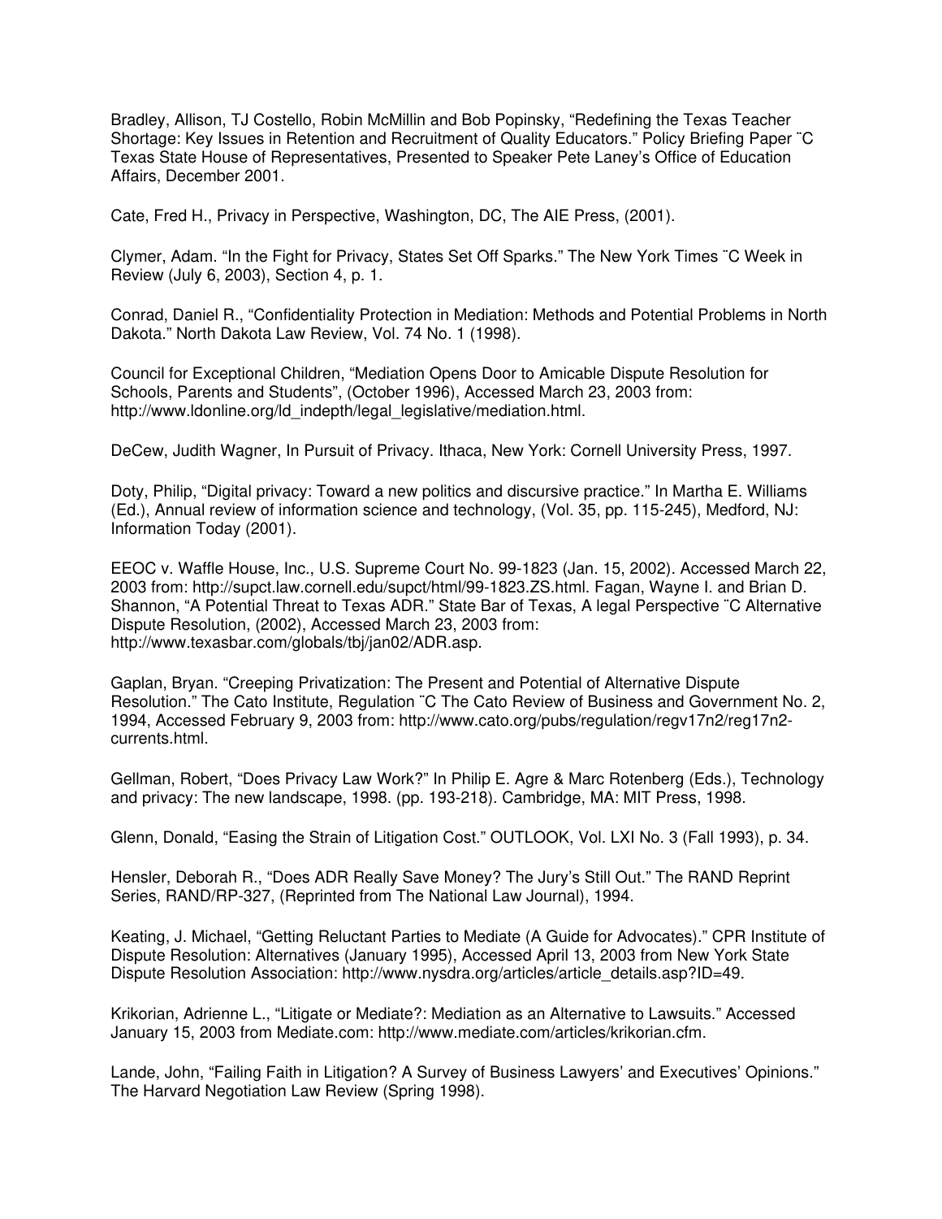Bradley, Allison, TJ Costello, Robin McMillin and Bob Popinsky, “Redefining the Texas Teacher Shortage: Key Issues in Retention and Recruitment of Quality Educators.” Policy Briefing Paper ¨C Texas State House of Representatives, Presented to Speaker Pete Laney’s Office of Education Affairs, December 2001.

Cate, Fred H., Privacy in Perspective, Washington, DC, The AIE Press, (2001).

Clymer, Adam. “In the Fight for Privacy, States Set Off Sparks.” The New York Times ¨C Week in Review (July 6, 2003), Section 4, p. 1.

Conrad, Daniel R., “Confidentiality Protection in Mediation: Methods and Potential Problems in North Dakota.” North Dakota Law Review, Vol. 74 No. 1 (1998).

Council for Exceptional Children, “Mediation Opens Door to Amicable Dispute Resolution for Schools, Parents and Students”, (October 1996), Accessed March 23, 2003 from: http://www.ldonline.org/ld_indepth/legal_legislative/mediation.html.

DeCew, Judith Wagner, In Pursuit of Privacy. Ithaca, New York: Cornell University Press, 1997.

Doty, Philip, “Digital privacy: Toward a new politics and discursive practice.” In Martha E. Williams (Ed.), Annual review of information science and technology, (Vol. 35, pp. 115-245), Medford, NJ: Information Today (2001).

EEOC v. Waffle House, Inc., U.S. Supreme Court No. 99-1823 (Jan. 15, 2002). Accessed March 22, 2003 from: http://supct.law.cornell.edu/supct/html/99-1823.ZS.html. Fagan, Wayne I. and Brian D. Shannon, “A Potential Threat to Texas ADR.” State Bar of Texas, A legal Perspective ¨C Alternative Dispute Resolution, (2002), Accessed March 23, 2003 from: http://www.texasbar.com/globals/tbj/jan02/ADR.asp.

Gaplan, Bryan. “Creeping Privatization: The Present and Potential of Alternative Dispute Resolution.” The Cato Institute, Regulation ¨C The Cato Review of Business and Government No. 2, 1994, Accessed February 9, 2003 from: http://www.cato.org/pubs/regulation/regv17n2/reg17n2-currents.html.

Gellman, Robert, “Does Privacy Law Work?” In Philip E. Agre & Marc Rotenberg (Eds.), Technology and privacy: The new landscape, 1998. (pp. 193-218). Cambridge, MA: MIT Press, 1998.

Glenn, Donald, “Easing the Strain of Litigation Cost.” OUTLOOK, Vol. LXI No. 3 (Fall 1993), p. 34.

Hensler, Deborah R., “Does ADR Really Save Money? The Jury’s Still Out.” The RAND Reprint Series, RAND/RP-327, (Reprinted from The National Law Journal), 1994.

Keating, J. Michael, “Getting Reluctant Parties to Mediate (A Guide for Advocates).” CPR Institute of Dispute Resolution: Alternatives (January 1995), Accessed April 13, 2003 from New York State Dispute Resolution Association: http://www.nysdra.org/articles/article_details.asp?ID=49.

Krikorian, Adrienne L., “Litigate or Mediate?: Mediation as an Alternative to Lawsuits.” Accessed January 15, 2003 from Mediate.com: http://www.mediate.com/articles/krikorian.cfm.

Lande, John, “Failing Faith in Litigation? A Survey of Business Lawyers’ and Executives’ Opinions.” The Harvard Negotiation Law Review (Spring 1998).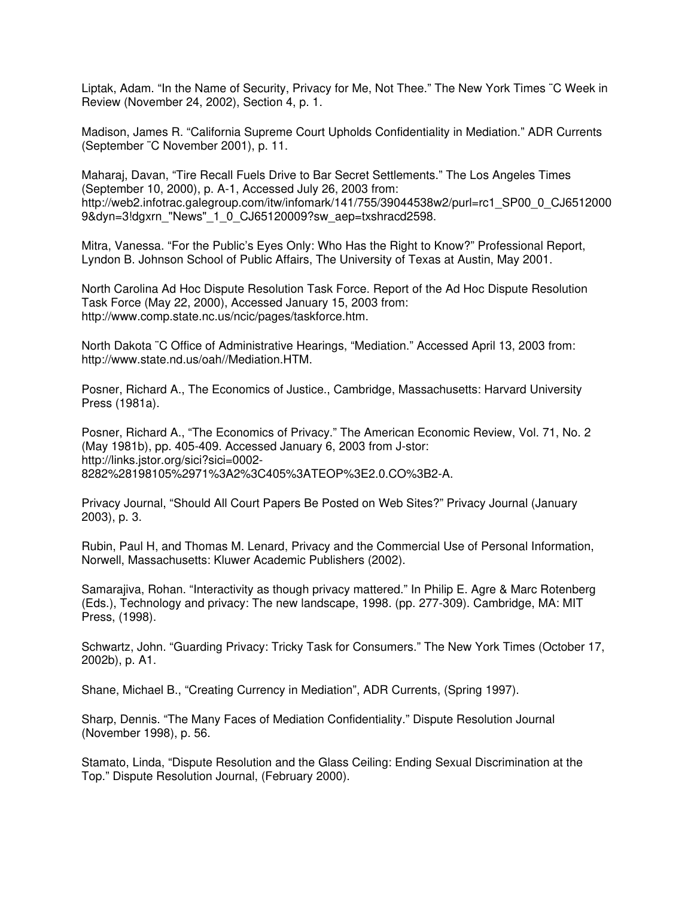Liptak, Adam. “In the Name of Security, Privacy for Me, Not Thee.” The New York Times ¨C Week in Review (November 24, 2002), Section 4, p. 1.

Madison, James R. “California Supreme Court Upholds Confidentiality in Mediation.” ADR Currents (September ¨C November 2001), p. 11.

Maharaj, Davan, “Tire Recall Fuels Drive to Bar Secret Settlements.” The Los Angeles Times (September 10, 2000), p. A-1, Accessed July 26, 2003 from: http://web2.infotrac.galegroup.com/itw/infomark/141/755/39044538w2/purl=rc1_SP00_0_CJ65120009&dyn=3!dgxrn_"News"_1_0_CJ65120009?sw_aep=txshracd2598.

Mitra, Vanessa. “For the Public's Eyes Only: Who Has the Right to Know?” Professional Report, Lyndon B. Johnson School of Public Affairs, The University of Texas at Austin, May 2001.

North Carolina Ad Hoc Dispute Resolution Task Force. Report of the Ad Hoc Dispute Resolution Task Force (May 22, 2000), Accessed January 15, 2003 from: http://www.comp.state.nc.us/ncic/pages/taskforce.htm.

North Dakota ¨C Office of Administrative Hearings, “Mediation.” Accessed April 13, 2003 from: http://www.state.nd.us/oah//Mediation.HTM.

Posner, Richard A., The Economics of Justice., Cambridge, Massachusetts: Harvard University Press (1981a).

Posner, Richard A., “The Economics of Privacy.” The American Economic Review, Vol. 71, No. 2 (May 1981b), pp. 405-409. Accessed January 6, 2003 from J-stor: http://links.jstor.org/sici?sici=0002-8282%28198105%2971%3A2%3C405%3ATEOP%3E2.0.CO%3B2-A.

Privacy Journal, “Should All Court Papers Be Posted on Web Sites?” Privacy Journal (January 2003), p. 3.

Rubin, Paul H, and Thomas M. Lenard, Privacy and the Commercial Use of Personal Information, Norwell, Massachusetts: Kluwer Academic Publishers (2002).

Samarajiva, Rohan. “Interactivity as though privacy mattered.” In Philip E. Agre & Marc Rotenberg (Eds.), Technology and privacy: The new landscape, 1998. (pp. 277-309). Cambridge, MA: MIT Press, (1998).

Schwartz, John. “Guarding Privacy: Tricky Task for Consumers.” The New York Times (October 17, 2002b), p. A1.

Shane, Michael B., “Creating Currency in Mediation”, ADR Currents, (Spring 1997).

Sharp, Dennis. “The Many Faces of Mediation Confidentiality.” Dispute Resolution Journal (November 1998), p. 56.

Stamato, Linda, “Dispute Resolution and the Glass Ceiling: Ending Sexual Discrimination at the Top.” Dispute Resolution Journal, (February 2000).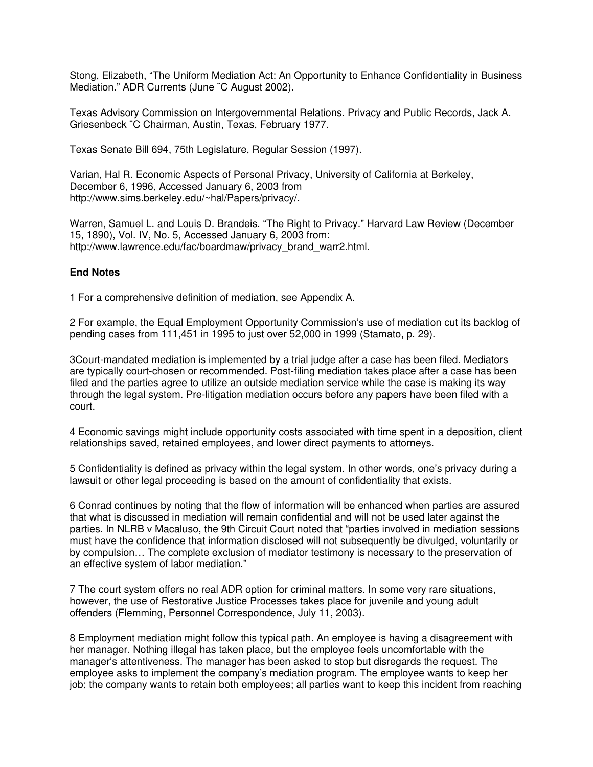Stong, Elizabeth, "The Uniform Mediation Act: An Opportunity to Enhance Confidentiality in Business Mediation." ADR Currents (June ¨C August 2002).

Texas Advisory Commission on Intergovernmental Relations. Privacy and Public Records, Jack A. Griesenbeck ¨C Chairman, Austin, Texas, February 1977.

Texas Senate Bill 694, 75th Legislature, Regular Session (1997).

Varian, Hal R. Economic Aspects of Personal Privacy, University of California at Berkeley, December 6, 1996, Accessed January 6, 2003 from http://www.sims.berkeley.edu/~hal/Papers/privacy/.

Warren, Samuel L. and Louis D. Brandeis. "The Right to Privacy." Harvard Law Review (December 15, 1890), Vol. IV, No. 5, Accessed January 6, 2003 from: http://www.lawrence.edu/fac/boardmaw/privacy_brand_warr2.html.

**End Notes**

1 For a comprehensive definition of mediation, see Appendix A.

2 For example, the Equal Employment Opportunity Commission's use of mediation cut its backlog of pending cases from 111,451 in 1995 to just over 52,000 in 1999 (Stamato, p. 29).

3Court-mandated mediation is implemented by a trial judge after a case has been filed. Mediators are typically court-chosen or recommended. Post-filing mediation takes place after a case has been filed and the parties agree to utilize an outside mediation service while the case is making its way through the legal system. Pre-litigation mediation occurs before any papers have been filed with a court.

4 Economic savings might include opportunity costs associated with time spent in a deposition, client relationships saved, retained employees, and lower direct payments to attorneys.

5 Confidentiality is defined as privacy within the legal system. In other words, one's privacy during a lawsuit or other legal proceeding is based on the amount of confidentiality that exists.

6 Conrad continues by noting that the flow of information will be enhanced when parties are assured that what is discussed in mediation will remain confidential and will not be used later against the parties. In NLRB v Macaluso, the 9th Circuit Court noted that "parties involved in mediation sessions must have the confidence that information disclosed will not subsequently be divulged, voluntarily or by compulsion… The complete exclusion of mediator testimony is necessary to the preservation of an effective system of labor mediation."

7 The court system offers no real ADR option for criminal matters. In some very rare situations, however, the use of Restorative Justice Processes takes place for juvenile and young adult offenders (Flemming, Personnel Correspondence, July 11, 2003).

8 Employment mediation might follow this typical path. An employee is having a disagreement with her manager. Nothing illegal has taken place, but the employee feels uncomfortable with the manager's attentiveness. The manager has been asked to stop but disregards the request. The employee asks to implement the company's mediation program. The employee wants to keep her job; the company wants to retain both employees; all parties want to keep this incident from reaching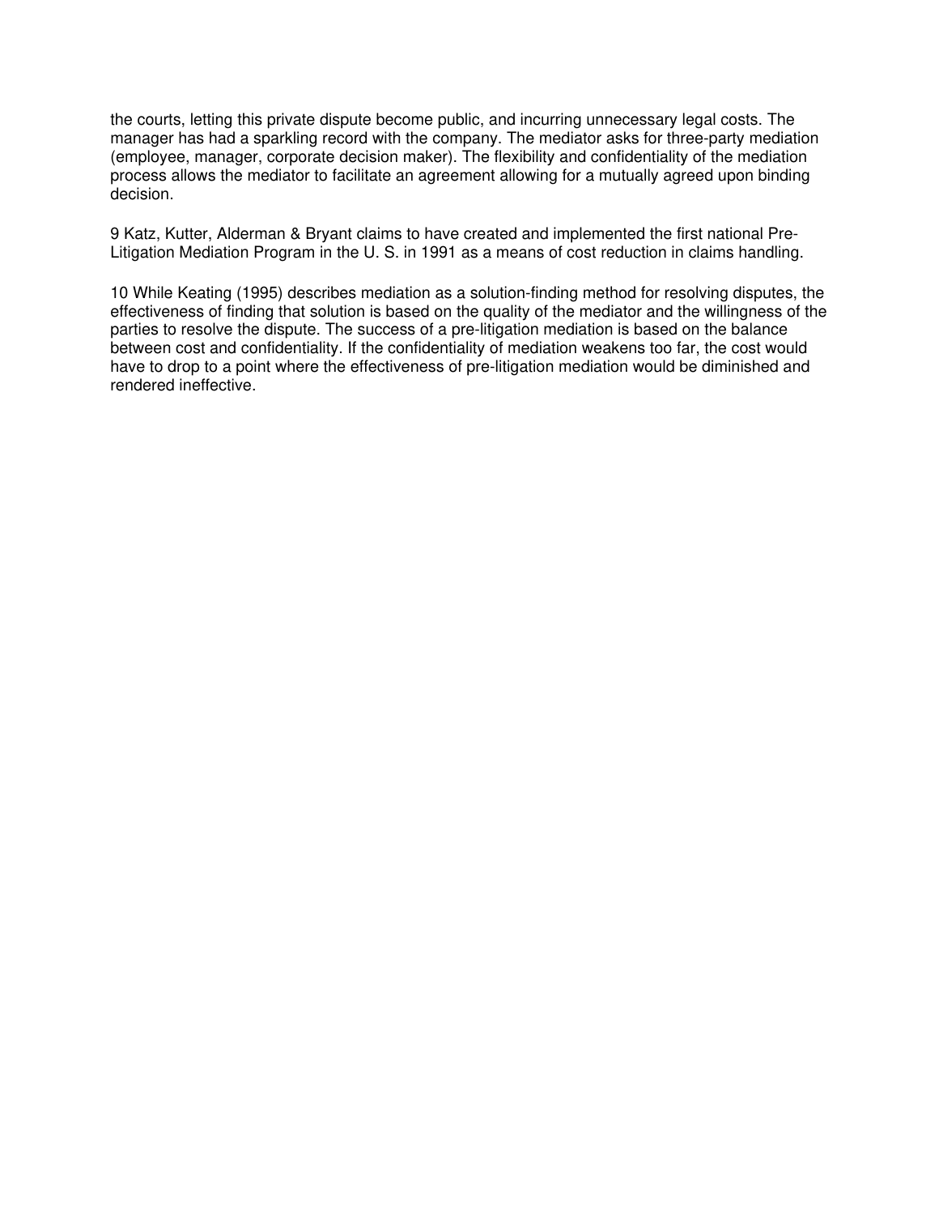the courts, letting this private dispute become public, and incurring unnecessary legal costs. The manager has had a sparkling record with the company. The mediator asks for three-party mediation (employee, manager, corporate decision maker). The flexibility and confidentiality of the mediation process allows the mediator to facilitate an agreement allowing for a mutually agreed upon binding decision.

9 Katz, Kutter, Alderman & Bryant claims to have created and implemented the first national Pre-Litigation Mediation Program in the U. S. in 1991 as a means of cost reduction in claims handling.

10 While Keating (1995) describes mediation as a solution-finding method for resolving disputes, the effectiveness of finding that solution is based on the quality of the mediator and the willingness of the parties to resolve the dispute. The success of a pre-litigation mediation is based on the balance between cost and confidentiality. If the confidentiality of mediation weakens too far, the cost would have to drop to a point where the effectiveness of pre-litigation mediation would be diminished and rendered ineffective.